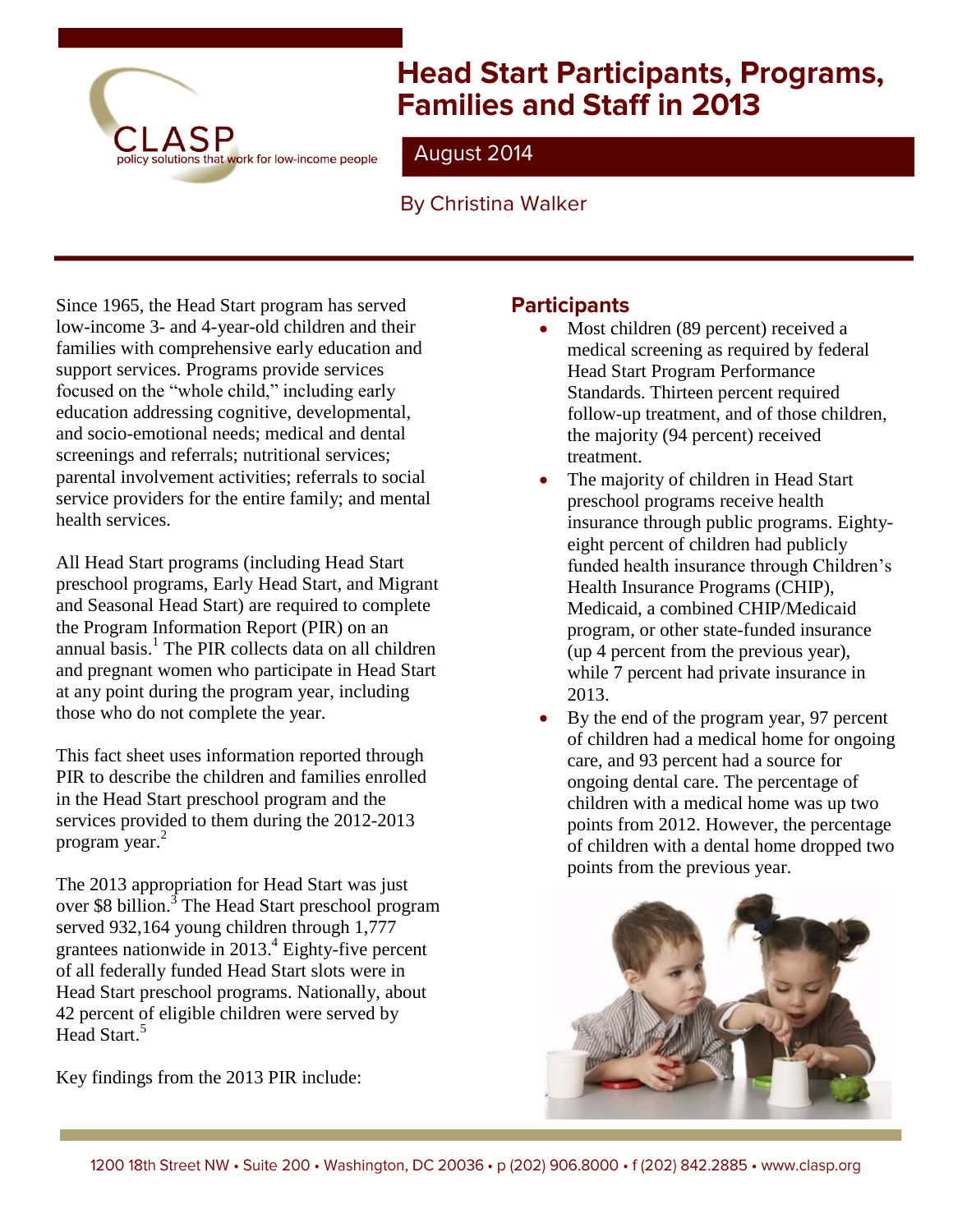# Head Start Participants, Programs, Families and Staff in 2013

August 2014

By Christina Walker

Since 1965, the Head Start program has served low-income 3- and 4-year-old children and their families with comprehensive early education and support services. Programs provide services focused on the "whole child," including early education addressing cognitive, developmental, and socio-emotional needs; medical and dental screenings and referrals; nutritional services; parental involvement activities; referrals to social service providers for the entire family; and mental health services.

All Head Start programs (including Head Start preschool programs, Early Head Start, and Migrant and Seasonal Head Start) are required to complete the Program Information Report (PIR) on an annual basis.[1] The PIR collects data on all children and pregnant women who participate in Head Start at any point during the program year, including those who do not complete the year.

This fact sheet uses information reported through PIR to describe the children and families enrolled in the Head Start preschool program and the services provided to them during the 2012-2013 program year.[2]

The 2013 appropriation for Head Start was just over $8 billion.[3] The Head Start preschool program served 932,164 young children through 1,777 grantees nationwide in 2013.[4] Eighty-five percent of all federally funded Head Start slots were in Head Start preschool programs. Nationally, about 42 percent of eligible children were served by Head Start.[5]

Key findings from the 2013 PIR include:

## Participants

- Most children (89 percent) received a medical screening as required by federal Head Start Program Performance Standards. Thirteen percent required follow-up treatment, and of those children, the majority (94 percent) received treatment.
- The majority of children in Head Start preschool programs receive health insurance through public programs. Eighty-eight percent of children had publicly funded health insurance through Children's Health Insurance Programs (CHIP), Medicaid, a combined CHIP/Medicaid program, or other state-funded insurance (up 4 percent from the previous year), while 7 percent had private insurance in 2013.
- By the end of the program year, 97 percent of children had a medical home for ongoing care, and 93 percent had a source for ongoing dental care. The percentage of children with a medical home was up two points from 2012. However, the percentage of children with a dental home dropped two points from the previous year.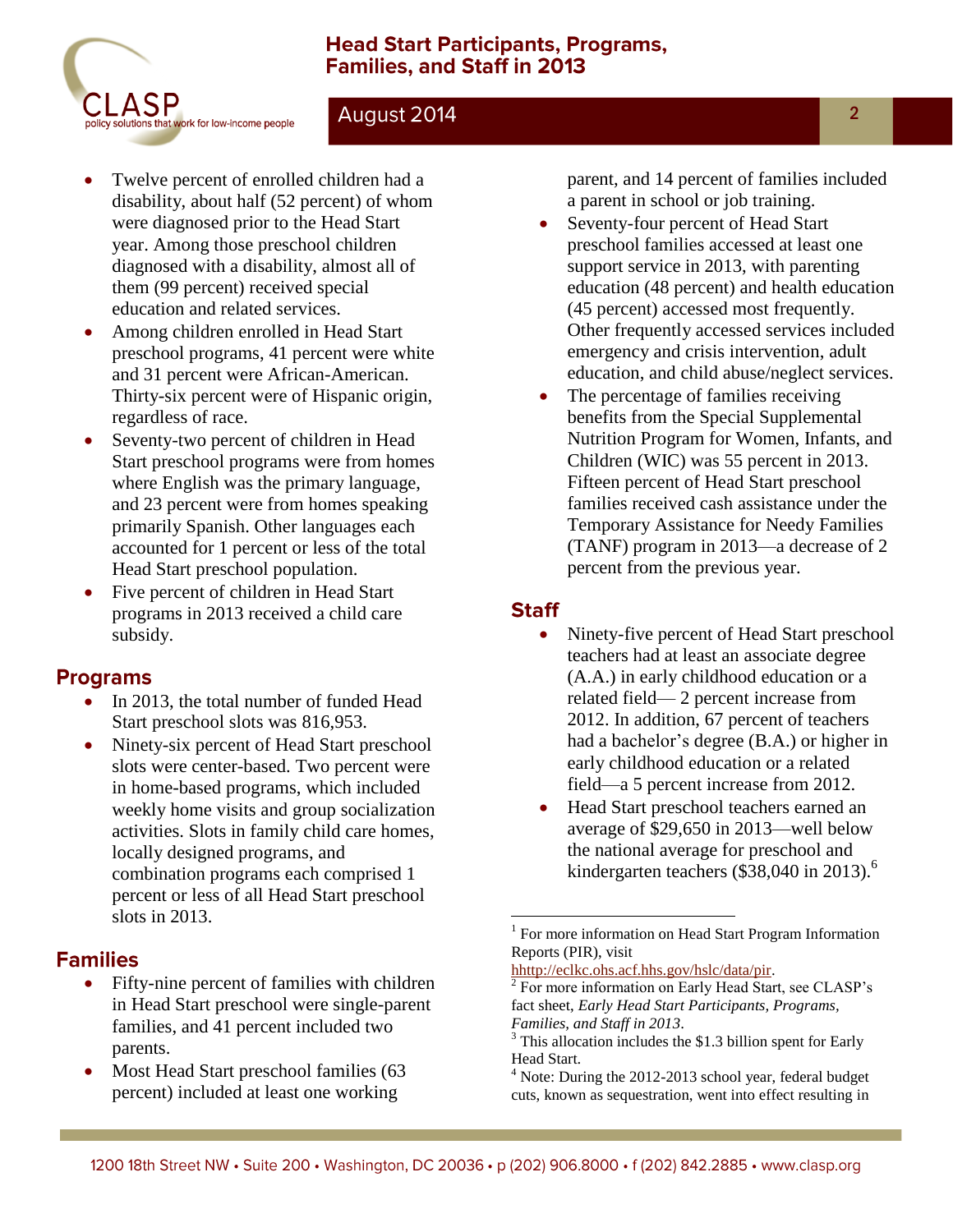- Twelve percent of enrolled children had a disability, about half (52 percent) of whom were diagnosed prior to the Head Start year. Among those preschool children diagnosed with a disability, almost all of them (99 percent) received special education and related services.
- Among children enrolled in Head Start preschool programs, 41 percent were white and 31 percent were African-American. Thirty-six percent were of Hispanic origin, regardless of race.
- Seventy-two percent of children in Head Start preschool programs were from homes where English was the primary language, and 23 percent were from homes speaking primarily Spanish. Other languages each accounted for 1 percent or less of the total Head Start preschool population.
- Five percent of children in Head Start programs in 2013 received a child care subsidy.

## Programs

- In 2013, the total number of funded Head Start preschool slots was 816,953.
- Ninety-six percent of Head Start preschool slots were center-based. Two percent were in home-based programs, which included weekly home visits and group socialization activities. Slots in family child care homes, locally designed programs, and combination programs each comprised 1 percent or less of all Head Start preschool slots in 2013.

## Families

- Fifty-nine percent of families with children in Head Start preschool were single-parent families, and 41 percent included two parents.
- Most Head Start preschool families (63 percent) included at least one working parent, and 14 percent of families included a parent in school or job training.
- Seventy-four percent of Head Start preschool families accessed at least one support service in 2013, with parenting education (48 percent) and health education (45 percent) accessed most frequently. Other frequently accessed services included emergency and crisis intervention, adult education, and child abuse/neglect services.
- The percentage of families receiving benefits from the Special Supplemental Nutrition Program for Women, Infants, and Children (WIC) was 55 percent in 2013. Fifteen percent of Head Start preschool families received cash assistance under the Temporary Assistance for Needy Families (TANF) program in 2013—a decrease of 2 percent from the previous year.

## Staff

- Ninety-five percent of Head Start preschool teachers had at least an associate degree (A.A.) in early childhood education or a related field— 2 percent increase from 2012. In addition, 67 percent of teachers had a bachelor's degree (B.A.) or higher in early childhood education or a related field—a 5 percent increase from 2012.
- Head Start preschool teachers earned an average of $29,650 in 2013—well below the national average for preschool and kindergarten teachers ($38,040 in 2013).[6]

---

[1] For more information on Head Start Program Information Reports (PIR), visit hhttp://eclkc.ohs.acf.hhs.gov/hslc/data/pir.

[2] For more information on Early Head Start, see CLASP's fact sheet, *Early Head Start Participants, Programs, Families, and Staff in 2013*.

[3] This allocation includes the $1.3 billion spent for Early Head Start.

[4] Note: During the 2012-2013 school year, federal budget cuts, known as sequestration, went into effect resulting in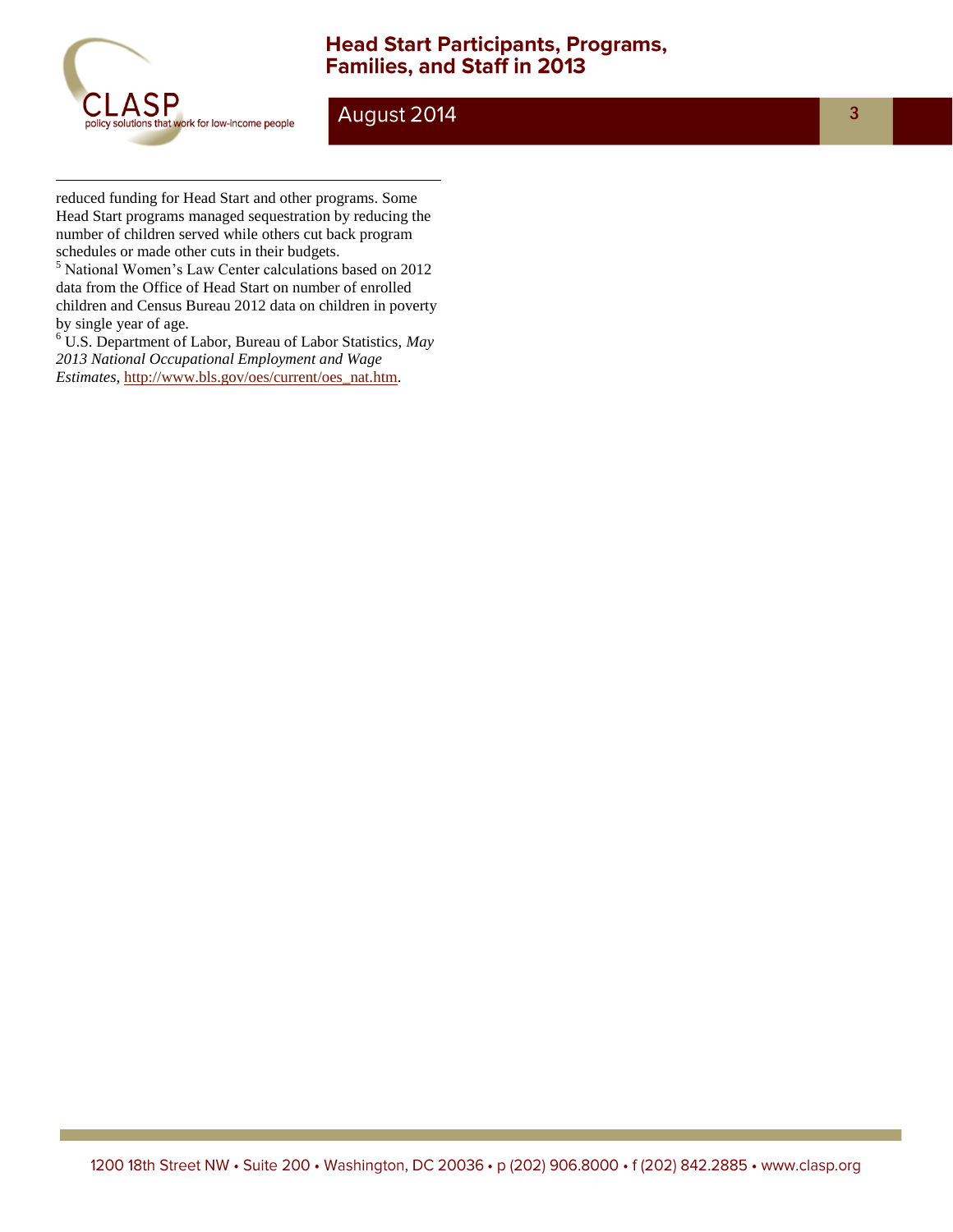reduced funding for Head Start and other programs. Some Head Start programs managed sequestration by reducing the number of children served while others cut back program schedules or made other cuts in their budgets.

[5] National Women's Law Center calculations based on 2012 data from the Office of Head Start on number of enrolled children and Census Bureau 2012 data on children in poverty by single year of age.

[6] U.S. Department of Labor, Bureau of Labor Statistics, *May 2013 National Occupational Employment and Wage Estimates,* http://www.bls.gov/oes/current/oes_nat.htm.